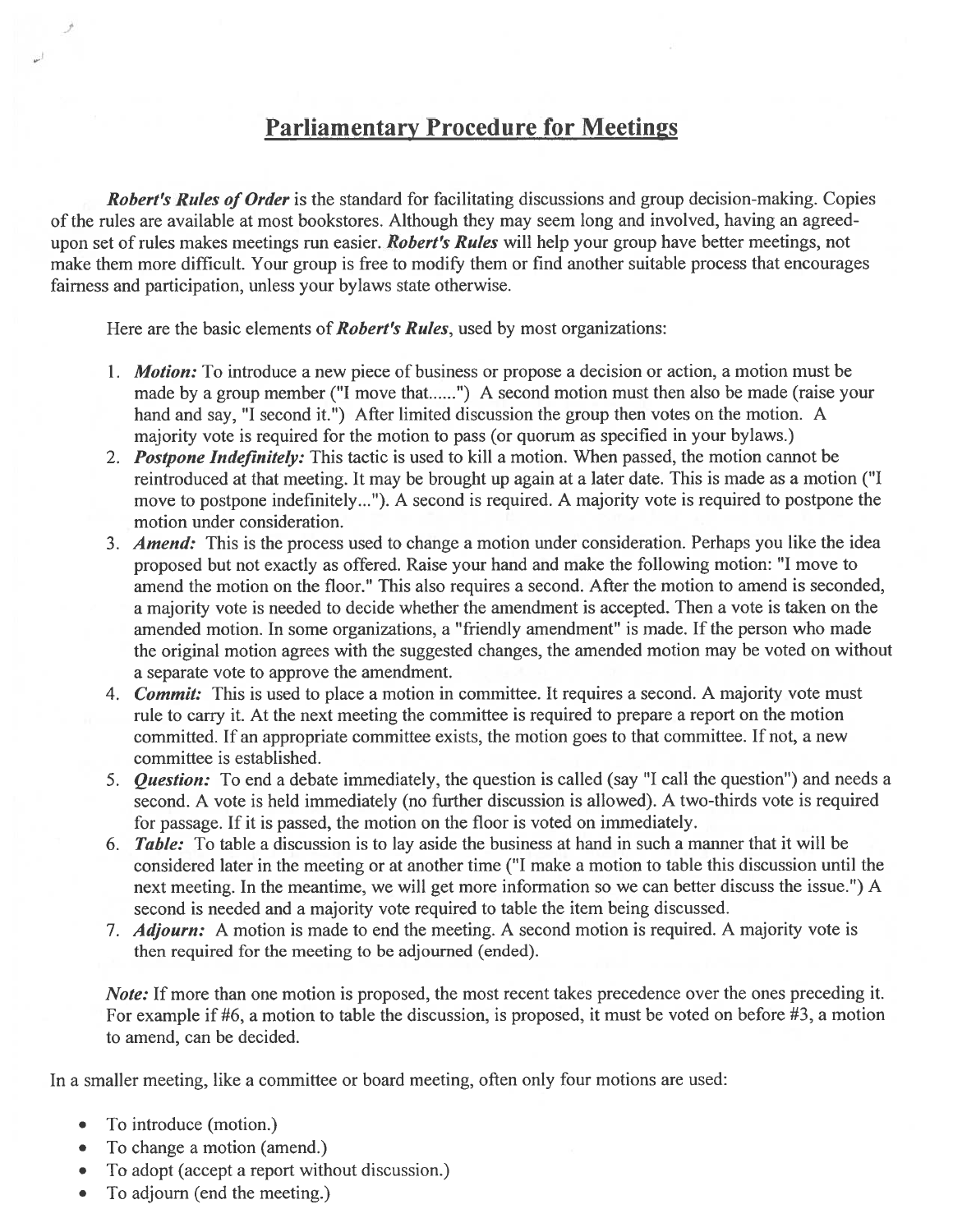# Parliamentary Procedure for Meetings

***Robert's Rules of Order*** is the standard for facilitating discussions and group decision-making. Copies of the rules are available at most bookstores. Although they may seem long and involved, having an agreed-upon set of rules makes meetings run easier. ***Robert's Rules*** will help your group have better meetings, not make them more difficult. Your group is free to modify them or find another suitable process that encourages fairness and participation, unless your bylaws state otherwise.

Here are the basic elements of ***Robert's Rules***, used by most organizations:

1. ***Motion:*** To introduce a new piece of business or propose a decision or action, a motion must be made by a group member ("I move that......") A second motion must then also be made (raise your hand and say, "I second it.") After limited discussion the group then votes on the motion. A majority vote is required for the motion to pass (or quorum as specified in your bylaws.)
2. ***Postpone Indefinitely:*** This tactic is used to kill a motion. When passed, the motion cannot be reintroduced at that meeting. It may be brought up again at a later date. This is made as a motion ("I move to postpone indefinitely..."). A second is required. A majority vote is required to postpone the motion under consideration.
3. ***Amend:*** This is the process used to change a motion under consideration. Perhaps you like the idea proposed but not exactly as offered. Raise your hand and make the following motion: "I move to amend the motion on the floor." This also requires a second. After the motion to amend is seconded, a majority vote is needed to decide whether the amendment is accepted. Then a vote is taken on the amended motion. In some organizations, a "friendly amendment" is made. If the person who made the original motion agrees with the suggested changes, the amended motion may be voted on without a separate vote to approve the amendment.
4. ***Commit:*** This is used to place a motion in committee. It requires a second. A majority vote must rule to carry it. At the next meeting the committee is required to prepare a report on the motion committed. If an appropriate committee exists, the motion goes to that committee. If not, a new committee is established.
5. ***Question:*** To end a debate immediately, the question is called (say "I call the question") and needs a second. A vote is held immediately (no further discussion is allowed). A two-thirds vote is required for passage. If it is passed, the motion on the floor is voted on immediately.
6. ***Table:*** To table a discussion is to lay aside the business at hand in such a manner that it will be considered later in the meeting or at another time ("I make a motion to table this discussion until the next meeting. In the meantime, we will get more information so we can better discuss the issue.") A second is needed and a majority vote required to table the item being discussed.
7. ***Adjourn:*** A motion is made to end the meeting. A second motion is required. A majority vote is then required for the meeting to be adjourned (ended).

*Note:* If more than one motion is proposed, the most recent takes precedence over the ones preceding it. For example if #6, a motion to table the discussion, is proposed, it must be voted on before #3, a motion to amend, can be decided.

In a smaller meeting, like a committee or board meeting, often only four motions are used:

- To introduce (motion.)
- To change a motion (amend.)
- To adopt (accept a report without discussion.)
- To adjourn (end the meeting.)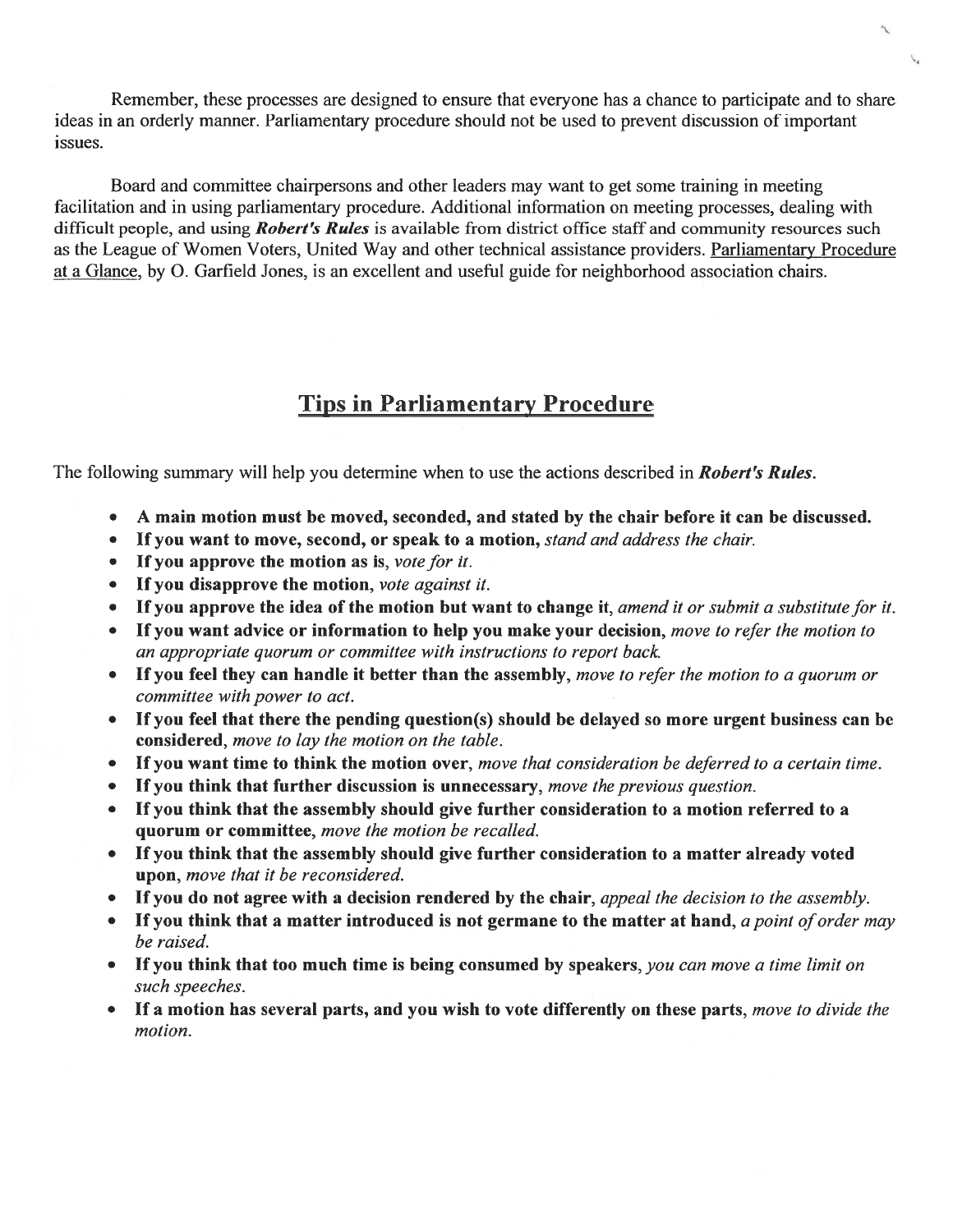Remember, these processes are designed to ensure that everyone has a chance to participate and to share ideas in an orderly manner. Parliamentary procedure should not be used to prevent discussion of important issues.

Board and committee chairpersons and other leaders may want to get some training in meeting facilitation and in using parliamentary procedure. Additional information on meeting processes, dealing with difficult people, and using ***Robert's Rules*** is available from district office staff and community resources such as the League of Women Voters, United Way and other technical assistance providers. Parliamentary Procedure at a Glance, by O. Garfield Jones, is an excellent and useful guide for neighborhood association chairs.

## Tips in Parliamentary Procedure

The following summary will help you determine when to use the actions described in ***Robert's Rules***.

- **A main motion must be moved, seconded, and stated by the chair before it can be discussed.**
- **If you want to move, second, or speak to a motion,** *stand and address the chair.*
- **If you approve the motion as is,** *vote for it.*
- **If you disapprove the motion,** *vote against it.*
- **If you approve the idea of the motion but want to change it,** *amend it or submit a substitute for it.*
- **If you want advice or information to help you make your decision,** *move to refer the motion to an appropriate quorum or committee with instructions to report back.*
- **If you feel they can handle it better than the assembly,** *move to refer the motion to a quorum or committee with power to act.*
- **If you feel that there the pending question(s) should be delayed so more urgent business can be considered,** *move to lay the motion on the table.*
- **If you want time to think the motion over,** *move that consideration be deferred to a certain time.*
- **If you think that further discussion is unnecessary,** *move the previous question.*
- **If you think that the assembly should give further consideration to a motion referred to a quorum or committee,** *move the motion be recalled.*
- **If you think that the assembly should give further consideration to a matter already voted upon,** *move that it be reconsidered.*
- **If you do not agree with a decision rendered by the chair,** *appeal the decision to the assembly.*
- **If you think that a matter introduced is not germane to the matter at hand,** *a point of order may be raised.*
- **If you think that too much time is being consumed by speakers,** *you can move a time limit on such speeches.*
- **If a motion has several parts, and you wish to vote differently on these parts,** *move to divide the motion.*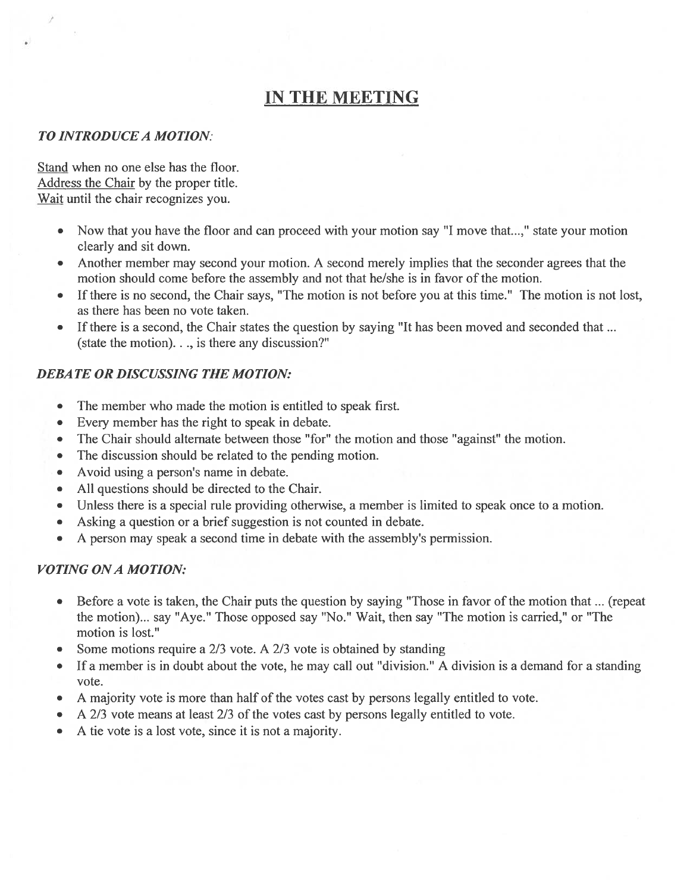# IN THE MEETING

### *TO INTRODUCE A MOTION:*

Stand when no one else has the floor.
Address the Chair by the proper title.
Wait until the chair recognizes you.

- Now that you have the floor and can proceed with your motion say "I move that...," state your motion clearly and sit down.
- Another member may second your motion. A second merely implies that the seconder agrees that the motion should come before the assembly and not that he/she is in favor of the motion.
- If there is no second, the Chair says, "The motion is not before you at this time." The motion is not lost, as there has been no vote taken.
- If there is a second, the Chair states the question by saying "It has been moved and seconded that ... (state the motion). . ., is there any discussion?"

### *DEBATE OR DISCUSSING THE MOTION:*

- The member who made the motion is entitled to speak first.
- Every member has the right to speak in debate.
- The Chair should alternate between those "for" the motion and those "against" the motion.
- The discussion should be related to the pending motion.
- Avoid using a person's name in debate.
- All questions should be directed to the Chair.
- Unless there is a special rule providing otherwise, a member is limited to speak once to a motion.
- Asking a question or a brief suggestion is not counted in debate.
- A person may speak a second time in debate with the assembly's permission.

### *VOTING ON A MOTION:*

- Before a vote is taken, the Chair puts the question by saying "Those in favor of the motion that ... (repeat the motion)... say "Aye." Those opposed say "No." Wait, then say "The motion is carried," or "The motion is lost."
- Some motions require a 2/3 vote. A 2/3 vote is obtained by standing
- If a member is in doubt about the vote, he may call out "division." A division is a demand for a standing vote.
- A majority vote is more than half of the votes cast by persons legally entitled to vote.
- A 2/3 vote means at least 2/3 of the votes cast by persons legally entitled to vote.
- A tie vote is a lost vote, since it is not a majority.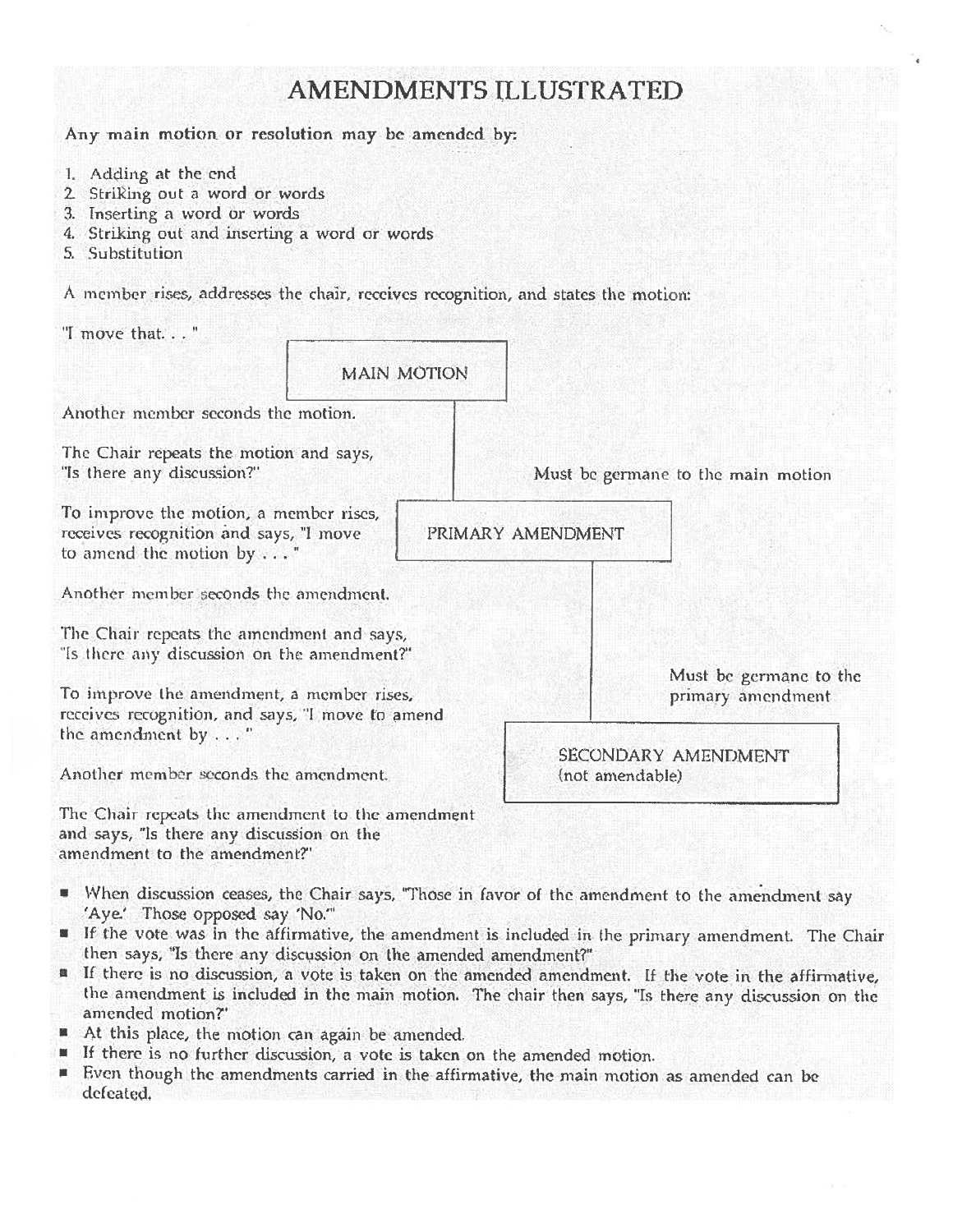# AMENDMENTS ILLUSTRATED

**Any main motion or resolution may be amended by:**

1. Adding at the end
2. Striking out a word or words
3. Inserting a word or words
4. Striking out and inserting a word or words
5. Substitution

A member rises, addresses the chair, receives recognition, and states the motion:

"I move that. . . "

**MAIN MOTION**

Another member seconds the motion.

The Chair repeats the motion and says, "Is there any discussion?"

*Must be germane to the main motion*

To improve the motion, a member rises, receives recognition and says, "I move to amend the motion by . . . "

**PRIMARY AMENDMENT**

Another member seconds the amendment.

The Chair repeats the amendment and says, "Is there any discussion on the amendment?"

*Must be germane to the primary amendment*

To improve the amendment, a member rises, receives recognition, and says, "I move to amend the amendment by . . . "

**SECONDARY AMENDMENT** (not amendable)

Another member seconds the amendment.

The Chair repeats the amendment to the amendment and says, "Is there any discussion on the amendment to the amendment?"

- When discussion ceases, the Chair says, "Those in favor of the amendment to the amendment say 'Aye.' Those opposed say 'No.'"
- If the vote was in the affirmative, the amendment is included in the primary amendment. The Chair then says, "Is there any discussion on the amended amendment?"
- If there is no discussion, a vote is taken on the amended amendment. If the vote in the affirmative, the amendment is included in the main motion. The chair then says, "Is there any discussion on the amended motion?"
- At this place, the motion can again be amended.
- If there is no further discussion, a vote is taken on the amended motion.
- Even though the amendments carried in the affirmative, the main motion as amended can be defeated.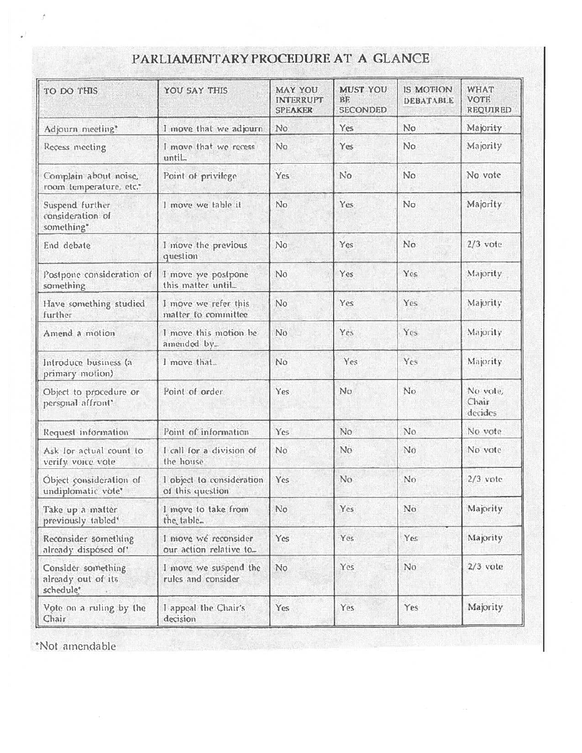# PARLIAMENTARY PROCEDURE AT A GLANCE

| TO DO THIS | YOU SAY THIS | MAY YOU INTERRUPT SPEAKER | MUST YOU BE SECONDED | IS MOTION DEBATABLE | WHAT VOTE REQUIRED |
|---|---|---|---|---|---|
| Adjourn meeting* | I move that we adjourn | No | Yes | No | Majority |
| Recess meeting | I move that we recess until... | No | Yes | No | Majority |
| Complain about noise, room temperature, etc.* | Point of privilege | Yes | No | No | No vote |
| Suspend further consideration of something* | I move we table it | No | Yes | No | Majority |
| End debate | I move the previous question | No | Yes | No | 2/3 vote |
| Postpone consideration of something | I move we postpone this matter until... | No | Yes | Yes | Majority |
| Have something studied further | I move we refer this matter to committee | No | Yes | Yes | Majority |
| Amend a motion | I move this motion be amended by... | No | Yes | Yes | Majority |
| Introduce business (a primary motion) | I move that... | No | Yes | Yes | Majority |
| Object to procedure or personal affront* | Point of order | Yes | No | No | No vote, Chair decides |
| Request information | Point of information | Yes | No | No | No vote |
| Ask for actual count to verify voice vote | I call for a division of the house | No | No | No | No vote |
| Object consideration of undiplomatic vote* | I object to consideration of this question | Yes | No | No | 2/3 vote |
| Take up a matter previously tabled* | I move to take from the table... | No | Yes | No | Majority |
| Reconsider something already disposed of* | I move we reconsider our action relative to... | Yes | Yes | Yes | Majority |
| Consider something already out of its schedule* | I move we suspend the rules and consider | No | Yes | No | 2/3 vote |
| Vote on a ruling by the Chair | I appeal the Chair's decision | Yes | Yes | Yes | Majority |

*Not amendable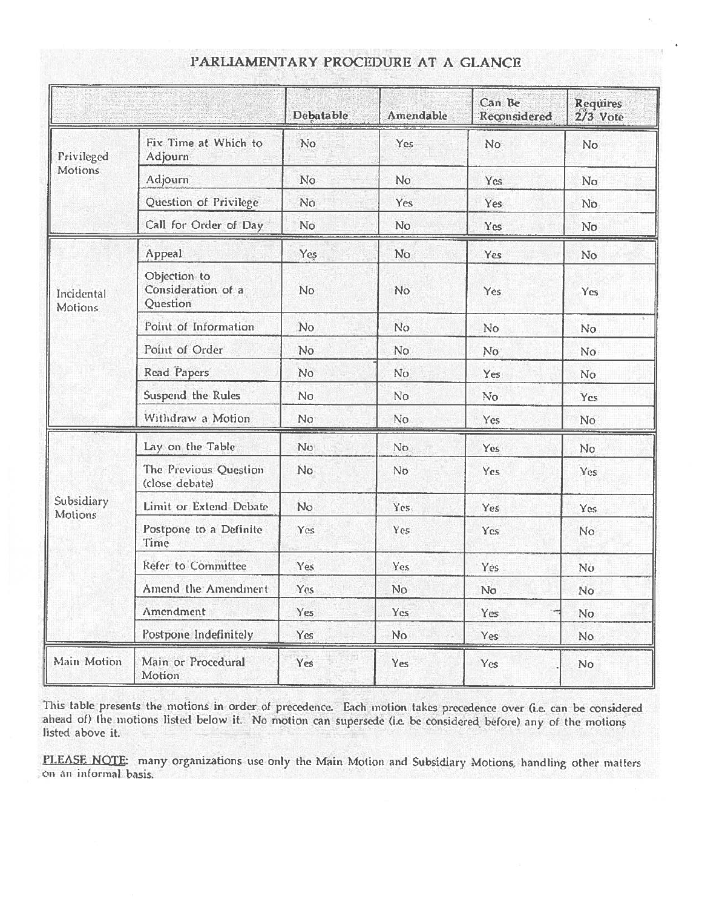# PARLIAMENTARY PROCEDURE AT A GLANCE

| | | Debatable | Amendable | Can Be Reconsidered | Requires 2/3 Vote |
|---|---|---|---|---|---|
| Privileged Motions | Fix Time at Which to Adjourn | No | Yes | No | No |
| | Adjourn | No | No | Yes | No |
| | Question of Privilege | No | Yes | Yes | No |
| | Call for Order of Day | No | No | Yes | No |
| Incidental Motions | Appeal | Yes | No | Yes | No |
| | Objection to Consideration of a Question | No | No | Yes | Yes |
| | Point of Information | No | No | No | No |
| | Point of Order | No | No | No | No |
| | Read Papers | No | No | Yes | No |
| | Suspend the Rules | No | No | No | Yes |
| | Withdraw a Motion | No | No | Yes | No |
| Subsidiary Motions | Lay on the Table | No | No | Yes | No |
| | The Previous Question (close debate) | No | No | Yes | Yes |
| | Limit or Extend Debate | No | Yes | Yes | Yes |
| | Postpone to a Definite Time | Yes | Yes | Yes | No |
| | Refer to Committee | Yes | Yes | Yes | No |
| | Amend the Amendment | Yes | No | No | No |
| | Amendment | Yes | Yes | Yes | No |
| | Postpone Indefinitely | Yes | No | Yes | No |
| Main Motion | Main or Procedural Motion | Yes | Yes | Yes | No |

This table presents the motions in order of precedence. Each motion takes precedence over (i.e. can be considered ahead of) the motions listed below it. No motion can supersede (i.e. be considered before) any of the motions listed above it.

<u>**PLEASE NOTE:**</u> many organizations use only the Main Motion and Subsidiary Motions, handling other matters on an informal basis.